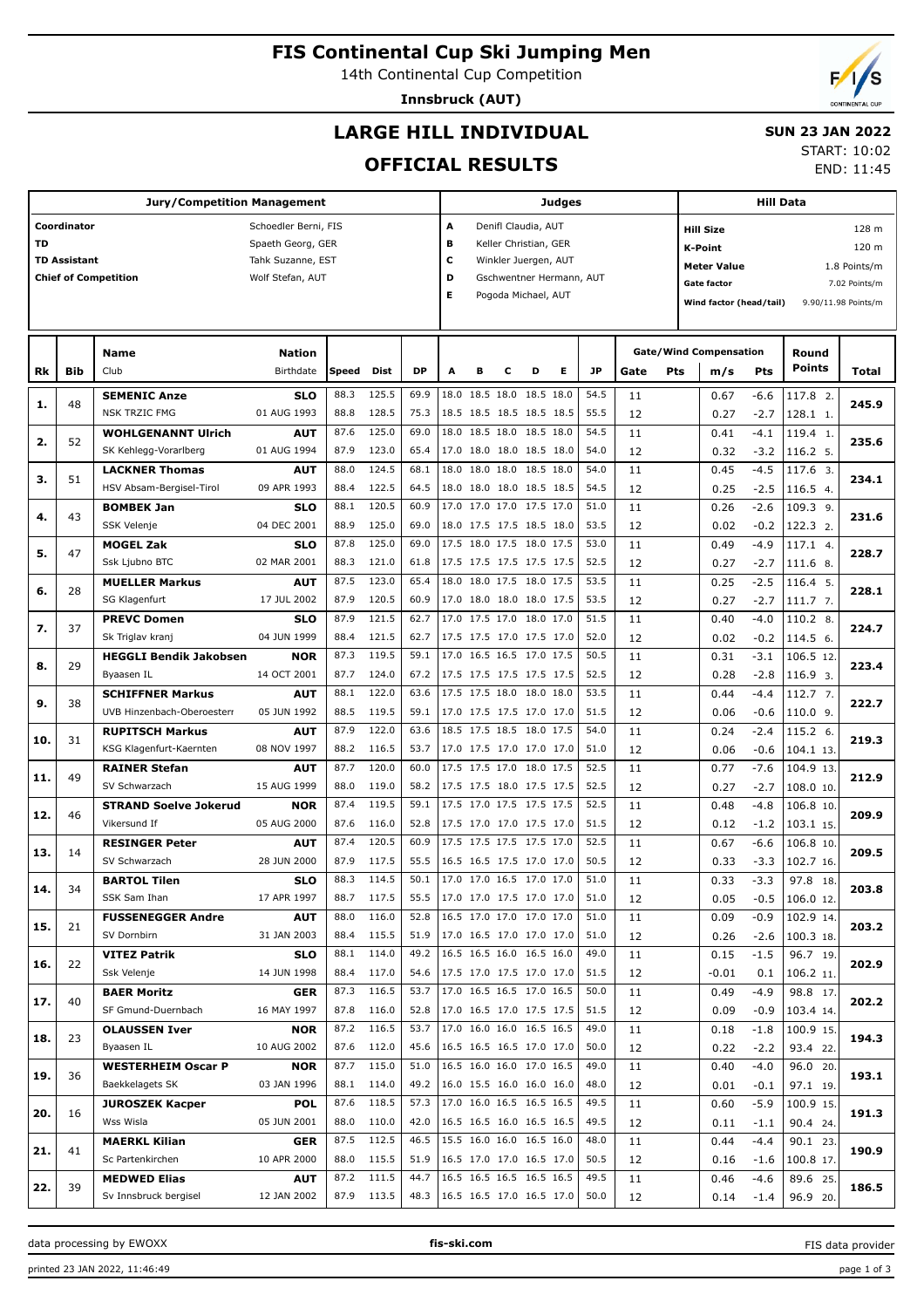# FIS Continental Cup Ski Jumping Men

14th Continental Cup Competition

**Innsbruck (AUT)**

## LARGE HILL INDIVIDUAL

## OFFICIAL RESULTS

**SUN 23 JAN 2022**

START: 10:02
END: 11:45

| Jury/Competition Management | | Judges | | Hill Data | |
|---|---|---|---|---|---|
| Coordinator | Schoedler Berni, FIS | A | Denifl Claudia, AUT | Hill Size | 128 m |
| TD | Spaeth Georg, GER | B | Keller Christian, GER | K-Point | 120 m |
| TD Assistant | Tahk Suzanne, EST | C | Winkler Juergen, AUT | Meter Value | 1.8 Points/m |
| Chief of Competition | Wolf Stefan, AUT | D | Gschwentner Hermann, AUT | Gate factor | 7.02 Points/m |
| | | E | Pogoda Michael, AUT | Wind factor (head/tail) | 9.90/11.98 Points/m |

| Rk | Bib | Name / Club | Nation / Birthdate | Speed | Dist | DP | A | B | C | D | E | JP | Gate | Pts | m/s | Pts | Round Points | Total |
|---|---|---|---|---|---|---|---|---|---|---|---|---|---|---|---|---|---|---|
| 1. | 48 | **SEMENIC Anze** | **SLO** | 88.3 | 125.5 | 69.9 | 18.0 | 18.5 | 18.0 | 18.5 | 18.0 | 54.5 | 11 | | 0.67 | -6.6 | 117.8 2. | 245.9 |
| | | NSK TRZIC FMG | 01 AUG 1993 | 88.8 | 128.5 | 75.3 | 18.5 | 18.5 | 18.5 | 18.5 | 18.5 | 55.5 | 12 | | 0.27 | -2.7 | 128.1 1. | |
| 2. | 52 | **WOHLGENANNT Ulrich** | **AUT** | 87.6 | 125.0 | 69.0 | 18.0 | 18.5 | 18.0 | 18.5 | 18.0 | 54.5 | 11 | | 0.41 | -4.1 | 119.4 1. | 235.6 |
| | | SK Kehlegg-Vorarlberg | 01 AUG 1994 | 87.9 | 123.0 | 65.4 | 17.0 | 18.0 | 18.0 | 18.5 | 18.0 | 54.0 | 12 | | 0.32 | -3.2 | 116.2 5. | |
| 3. | 51 | **LACKNER Thomas** | **AUT** | 88.0 | 124.5 | 68.1 | 18.0 | 18.0 | 18.0 | 18.5 | 18.0 | 54.0 | 11 | | 0.45 | -4.5 | 117.6 3. | 234.1 |
| | | HSV Absam-Bergisel-Tirol | 09 APR 1993 | 88.4 | 122.5 | 64.5 | 18.0 | 18.0 | 18.0 | 18.5 | 18.5 | 54.5 | 12 | | 0.25 | -2.5 | 116.5 4. | |
| 4. | 43 | **BOMBEK Jan** | **SLO** | 88.1 | 120.5 | 60.9 | 17.0 | 17.0 | 17.0 | 17.5 | 17.0 | 51.0 | 11 | | 0.26 | -2.6 | 109.3 9. | 231.6 |
| | | SSK Velenje | 04 DEC 2001 | 88.9 | 125.0 | 69.0 | 18.0 | 17.5 | 17.5 | 18.5 | 18.0 | 53.5 | 12 | | 0.02 | -0.2 | 122.3 2. | |
| 5. | 47 | **MOGEL Zak** | **SLO** | 87.8 | 125.0 | 69.0 | 17.5 | 18.0 | 17.5 | 18.0 | 17.5 | 53.0 | 11 | | 0.49 | -4.9 | 117.1 4. | 228.7 |
| | | Ssk Ljubno BTC | 02 MAR 2001 | 88.3 | 121.0 | 61.8 | 17.5 | 17.5 | 17.5 | 17.5 | 17.5 | 52.5 | 12 | | 0.27 | -2.7 | 111.6 8. | |
| 6. | 28 | **MUELLER Markus** | **AUT** | 87.5 | 123.0 | 65.4 | 18.0 | 18.0 | 17.5 | 18.0 | 17.5 | 53.5 | 11 | | 0.25 | -2.5 | 116.4 5. | 228.1 |
| | | SG Klagenfurt | 17 JUL 2002 | 87.9 | 120.5 | 60.9 | 17.0 | 18.0 | 18.0 | 18.0 | 17.5 | 53.5 | 12 | | 0.27 | -2.7 | 111.7 7. | |
| 7. | 37 | **PREVC Domen** | **SLO** | 87.9 | 121.5 | 62.7 | 17.0 | 17.5 | 17.0 | 18.0 | 17.0 | 51.5 | 11 | | 0.40 | -4.0 | 110.2 8. | 224.7 |
| | | Sk Triglav kranj | 04 JUN 1999 | 88.4 | 121.5 | 62.7 | 17.5 | 17.5 | 17.0 | 17.5 | 17.0 | 52.0 | 12 | | 0.02 | -0.2 | 114.5 6. | |
| 8. | 29 | **HEGGLI Bendik Jakobsen** | **NOR** | 87.3 | 119.5 | 59.1 | 17.0 | 16.5 | 16.5 | 17.0 | 17.5 | 50.5 | 11 | | 0.31 | -3.1 | 106.5 12. | 223.4 |
| | | Byaasen IL | 14 OCT 2001 | 87.7 | 124.0 | 67.2 | 17.5 | 17.5 | 17.5 | 17.5 | 17.5 | 52.5 | 12 | | 0.28 | -2.8 | 116.9 3. | |
| 9. | 38 | **SCHIFFNER Markus** | **AUT** | 88.1 | 122.0 | 63.6 | 17.5 | 17.5 | 18.0 | 18.0 | 18.0 | 53.5 | 11 | | 0.44 | -4.4 | 112.7 7. | 222.7 |
| | | UVB Hinzenbach-Oberoesterr | 05 JUN 1992 | 88.5 | 119.5 | 59.1 | 17.0 | 17.5 | 17.5 | 17.0 | 17.0 | 51.5 | 12 | | 0.06 | -0.6 | 110.0 9. | |
| 10. | 31 | **RUPITSCH Markus** | **AUT** | 87.9 | 122.0 | 63.6 | 18.5 | 17.5 | 18.5 | 18.0 | 17.5 | 54.0 | 11 | | 0.24 | -2.4 | 115.2 6. | 219.3 |
| | | KSG Klagenfurt-Kaernten | 08 NOV 1997 | 88.2 | 116.5 | 53.7 | 17.0 | 17.5 | 17.0 | 17.0 | 17.0 | 51.0 | 12 | | 0.06 | -0.6 | 104.1 13. | |
| 11. | 49 | **RAINER Stefan** | **AUT** | 87.7 | 120.0 | 60.0 | 17.5 | 17.5 | 17.0 | 18.0 | 17.5 | 52.5 | 11 | | 0.77 | -7.6 | 104.9 13. | 212.9 |
| | | SV Schwarzach | 15 AUG 1999 | 88.0 | 119.0 | 58.2 | 17.5 | 17.5 | 18.0 | 17.5 | 17.5 | 52.5 | 12 | | 0.27 | -2.7 | 108.0 10. | |
| 12. | 46 | **STRAND Soelve Jokerud** | **NOR** | 87.4 | 119.5 | 59.1 | 17.5 | 17.0 | 17.5 | 17.5 | 17.5 | 52.5 | 11 | | 0.48 | -4.8 | 106.8 10. | 209.9 |
| | | Vikersund If | 05 AUG 2000 | 87.6 | 116.0 | 52.8 | 17.5 | 17.0 | 17.0 | 17.5 | 17.0 | 51.5 | 12 | | 0.12 | -1.2 | 103.1 15. | |
| 13. | 14 | **RESINGER Peter** | **AUT** | 87.4 | 120.5 | 60.9 | 17.5 | 17.5 | 17.5 | 17.5 | 17.0 | 52.5 | 11 | | 0.67 | -6.6 | 106.8 10. | 209.5 |
| | | SV Schwarzach | 28 JUN 2000 | 87.9 | 117.5 | 55.5 | 16.5 | 16.5 | 17.5 | 17.0 | 17.0 | 50.5 | 12 | | 0.33 | -3.3 | 102.7 16. | |
| 14. | 34 | **BARTOL Tilen** | **SLO** | 88.3 | 114.5 | 50.1 | 17.0 | 17.0 | 16.5 | 17.0 | 17.0 | 51.0 | 11 | | 0.33 | -3.3 | 97.8 18. | 203.8 |
| | | SSK Sam Ihan | 17 APR 1997 | 88.7 | 117.5 | 55.5 | 17.0 | 17.0 | 17.5 | 17.0 | 17.0 | 51.0 | 12 | | 0.05 | -0.5 | 106.0 12. | |
| 15. | 21 | **FUSSENEGGER Andre** | **AUT** | 88.0 | 116.0 | 52.8 | 16.5 | 17.0 | 17.0 | 17.0 | 17.0 | 51.0 | 11 | | 0.09 | -0.9 | 102.9 14. | 203.2 |
| | | SV Dornbirn | 31 JAN 2003 | 88.4 | 115.5 | 51.9 | 17.0 | 16.5 | 17.0 | 17.0 | 17.0 | 51.0 | 12 | | 0.26 | -2.6 | 100.3 18. | |
| 16. | 22 | **VITEZ Patrik** | **SLO** | 88.1 | 114.0 | 49.2 | 16.5 | 16.5 | 16.0 | 16.5 | 16.0 | 49.0 | 11 | | 0.15 | -1.5 | 96.7 19. | 202.9 |
| | | Ssk Velenje | 14 JUN 1998 | 88.4 | 117.0 | 54.6 | 17.5 | 17.0 | 17.5 | 17.0 | 17.0 | 51.5 | 12 | | -0.01 | 0.1 | 106.2 11. | |
| 17. | 40 | **BAER Moritz** | **GER** | 87.3 | 116.5 | 53.7 | 17.0 | 16.5 | 16.5 | 17.0 | 16.5 | 50.0 | 11 | | 0.49 | -4.9 | 98.8 17. | 202.2 |
| | | SF Gmund-Duernbach | 16 MAY 1997 | 87.8 | 116.0 | 52.8 | 17.0 | 16.5 | 17.0 | 17.5 | 17.5 | 51.5 | 12 | | 0.09 | -0.9 | 103.4 14. | |
| 18. | 23 | **OLAUSSEN Iver** | **NOR** | 87.2 | 116.5 | 53.7 | 17.0 | 16.0 | 16.0 | 16.5 | 16.5 | 49.0 | 11 | | 0.18 | -1.8 | 100.9 15. | 194.3 |
| | | Byaasen IL | 10 AUG 2002 | 87.6 | 112.0 | 45.6 | 16.5 | 16.5 | 16.5 | 17.0 | 17.0 | 50.0 | 12 | | 0.22 | -2.2 | 93.4 22. | |
| 19. | 36 | **WESTERHEIM Oscar P** | **NOR** | 87.7 | 115.0 | 51.0 | 16.5 | 16.0 | 16.0 | 17.0 | 16.5 | 49.0 | 11 | | 0.40 | -4.0 | 96.0 20. | 193.1 |
| | | Baekkelagets SK | 03 JAN 1996 | 88.1 | 114.0 | 49.2 | 16.0 | 15.5 | 16.0 | 16.0 | 16.0 | 48.0 | 12 | | 0.01 | -0.1 | 97.1 19. | |
| 20. | 16 | **JUROSZEK Kacper** | **POL** | 87.6 | 118.5 | 57.3 | 17.0 | 16.0 | 16.5 | 16.5 | 16.5 | 49.5 | 11 | | 0.60 | -5.9 | 100.9 15. | 191.3 |
| | | Wss Wisla | 05 JUN 2001 | 88.0 | 110.0 | 42.0 | 16.5 | 16.5 | 16.0 | 16.5 | 16.5 | 49.5 | 12 | | 0.11 | -1.1 | 90.4 24. | |
| 21. | 41 | **MAERKL Kilian** | **GER** | 87.5 | 112.5 | 46.5 | 15.5 | 16.0 | 16.0 | 16.5 | 16.0 | 48.0 | 11 | | 0.44 | -4.4 | 90.1 23. | 190.9 |
| | | Sc Partenkirchen | 10 APR 2000 | 88.0 | 115.5 | 51.9 | 16.5 | 17.0 | 17.0 | 16.5 | 17.0 | 50.5 | 12 | | 0.16 | -1.6 | 100.8 17. | |
| 22. | 39 | **MEDWED Elias** | **AUT** | 87.2 | 111.5 | 44.7 | 16.5 | 16.5 | 16.5 | 16.5 | 16.5 | 49.5 | 11 | | 0.46 | -4.6 | 89.6 25. | 186.5 |
| | | Sv Innsbruck bergisel | 12 JAN 2002 | 87.9 | 113.5 | 48.3 | 16.5 | 16.5 | 17.0 | 16.5 | 17.0 | 50.0 | 12 | | 0.14 | -1.4 | 96.9 20. | |

data processing by EWOXX | fis-ski.com | FIS data provider

printed 23 JAN 2022, 11:46:49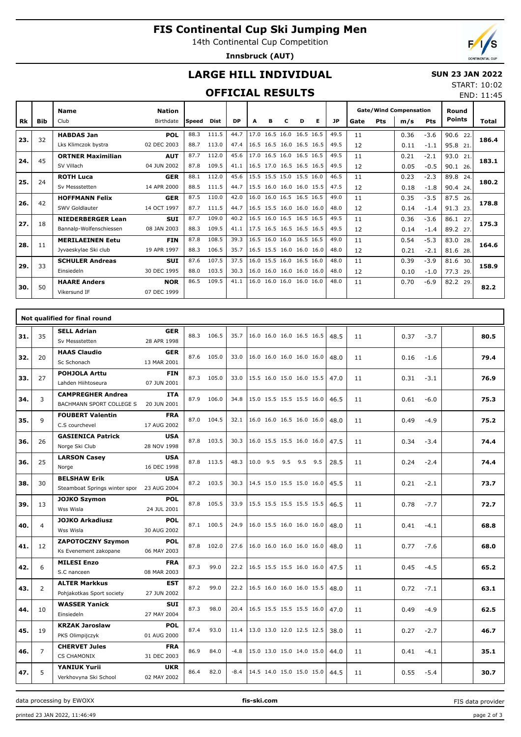# FIS Continental Cup Ski Jumping Men

14th Continental Cup Competition

**Innsbruck (AUT)**

## LARGE HILL INDIVIDUAL

**SUN 23 JAN 2022**

START: 10:02

END: 11:45

## OFFICIAL RESULTS

| Rk | Bib | Name / Club | Nation / Birthdate | Speed | Dist | DP | A | B | C | D | E | JP | Gate | Pts | m/s | Pts | Round Points | Total |
|---|---|---|---|---|---|---|---|---|---|---|---|---|---|---|---|---|---|---|
| 23. | 32 | **HABDAS Jan** | **POL** | 88.3 | 111.5 | 44.7 | 17.0 | 16.5 | 16.0 | 16.5 | 16.5 | 49.5 | 11 | | 0.36 | -3.6 | 90.6 22. | **186.4** |
| | | Lks Klimczok bystra | 02 DEC 2003 | 88.7 | 113.0 | 47.4 | 16.5 | 16.5 | 16.0 | 16.5 | 16.5 | 49.5 | 12 | | 0.11 | -1.1 | 95.8 21. | |
| 24. | 45 | **ORTNER Maximilian** | **AUT** | 87.7 | 112.0 | 45.6 | 17.0 | 16.5 | 16.0 | 16.5 | 16.5 | 49.5 | 11 | | 0.21 | -2.1 | 93.0 21. | **183.1** |
| | | SV Villach | 04 JUN 2002 | 87.8 | 109.5 | 41.1 | 16.5 | 17.0 | 16.5 | 16.5 | 16.5 | 49.5 | 12 | | 0.05 | -0.5 | 90.1 26. | |
| 25. | 24 | **ROTH Luca** | **GER** | 88.1 | 112.0 | 45.6 | 15.5 | 15.5 | 15.0 | 15.5 | 16.0 | 46.5 | 11 | | 0.23 | -2.3 | 89.8 24. | **180.2** |
| | | Sv Messstetten | 14 APR 2000 | 88.5 | 111.5 | 44.7 | 15.5 | 16.0 | 16.0 | 16.0 | 15.5 | 47.5 | 12 | | 0.18 | -1.8 | 90.4 24. | |
| 26. | 42 | **HOFFMANN Felix** | **GER** | 87.5 | 110.0 | 42.0 | 16.0 | 16.0 | 16.5 | 16.5 | 16.5 | 49.0 | 11 | | 0.35 | -3.5 | 87.5 26. | **178.8** |
| | | SWV Goldlauter | 14 OCT 1997 | 87.7 | 111.5 | 44.7 | 16.5 | 15.5 | 16.0 | 16.0 | 16.0 | 48.0 | 12 | | 0.14 | -1.4 | 91.3 23. | |
| 27. | 18 | **NIEDERBERGER Lean** | **SUI** | 87.7 | 109.0 | 40.2 | 16.5 | 16.0 | 16.5 | 16.5 | 16.5 | 49.5 | 11 | | 0.36 | -3.6 | 86.1 27. | **175.3** |
| | | Bannalp-Wolfenschiessen | 08 JAN 2003 | 88.3 | 109.5 | 41.1 | 17.5 | 16.5 | 16.5 | 16.5 | 16.5 | 49.5 | 12 | | 0.14 | -1.4 | 89.2 27. | |
| 28. | 11 | **MERILAEINEN Eetu** | **FIN** | 87.8 | 108.5 | 39.3 | 16.5 | 16.0 | 16.0 | 16.5 | 16.5 | 49.0 | 11 | | 0.54 | -5.3 | 83.0 28. | **164.6** |
| | | Jyvaeskylae Ski club | 19 APR 1997 | 88.3 | 106.5 | 35.7 | 16.5 | 15.5 | 16.0 | 16.0 | 16.0 | 48.0 | 12 | | 0.21 | -2.1 | 81.6 28. | |
| 29. | 33 | **SCHULER Andreas** | **SUI** | 87.6 | 107.5 | 37.5 | 16.0 | 15.5 | 16.0 | 16.5 | 16.0 | 48.0 | 11 | | 0.39 | -3.9 | 81.6 30. | **158.9** |
| | | Einsiedeln | 30 DEC 1995 | 88.0 | 103.5 | 30.3 | 16.0 | 16.0 | 16.0 | 16.0 | 16.0 | 48.0 | 12 | | 0.10 | -1.0 | 77.3 29. | |
| 30. | 50 | **HAARE Anders** | **NOR** | 86.5 | 109.5 | 41.1 | 16.0 | 16.0 | 16.0 | 16.0 | 16.0 | 48.0 | 11 | | 0.70 | -6.9 | 82.2 29. | **82.2** |
| | | Vikersund IF | 07 DEC 1999 | | | | | | | | | | | | | | | |

### Not qualified for final round

| Rk | Bib | Name / Club | Nation / Birthdate | Speed | Dist | DP | A | B | C | D | E | JP | Gate | Pts | m/s | Pts | Round Points | Total |
|---|---|---|---|---|---|---|---|---|---|---|---|---|---|---|---|---|---|---|
| 31. | 35 | **SELL Adrian** / Sv Messstetten | **GER** / 28 APR 1998 | 88.3 | 106.5 | 35.7 | 16.0 | 16.0 | 16.0 | 16.5 | 16.5 | 48.5 | 11 | | 0.37 | -3.7 | | **80.5** |
| 32. | 20 | **HAAS Claudio** / Sc Schonach | **GER** / 13 MAR 2001 | 87.6 | 105.0 | 33.0 | 16.0 | 16.0 | 16.0 | 16.0 | 16.0 | 48.0 | 11 | | 0.16 | -1.6 | | **79.4** |
| 33. | 27 | **POHJOLA Arttu** / Lahden Hiihtoseura | **FIN** / 07 JUN 2001 | 87.3 | 105.0 | 33.0 | 15.5 | 16.0 | 15.0 | 16.0 | 15.5 | 47.0 | 11 | | 0.31 | -3.1 | | **76.9** |
| 34. | 3 | **CAMPREGHER Andrea** / BACHMANN SPORT COLLEGE S | **ITA** / 20 JUN 2001 | 87.9 | 106.0 | 34.8 | 15.0 | 15.5 | 15.5 | 15.5 | 16.0 | 46.5 | 11 | | 0.61 | -6.0 | | **75.3** |
| 35. | 9 | **FOUBERT Valentin** / C.S courchevel | **FRA** / 17 AUG 2002 | 87.0 | 104.5 | 32.1 | 16.0 | 16.0 | 16.5 | 16.0 | 16.0 | 48.0 | 11 | | 0.49 | -4.9 | | **75.2** |
| 36. | 26 | **GASIENICA Patrick** / Norge Ski Club | **USA** / 28 NOV 1998 | 87.8 | 103.5 | 30.3 | 16.0 | 15.5 | 15.5 | 16.0 | 16.0 | 47.5 | 11 | | 0.34 | -3.4 | | **74.4** |
| 36. | 25 | **LARSON Casey** / Norge | **USA** / 16 DEC 1998 | 87.8 | 113.5 | 48.3 | 10.0 | 9.5 | 9.5 | 9.5 | 9.5 | 28.5 | 11 | | 0.24 | -2.4 | | **74.4** |
| 38. | 30 | **BELSHAW Erik** / Steamboat Springs winter spor | **USA** / 23 AUG 2004 | 87.2 | 103.5 | 30.3 | 14.5 | 15.0 | 15.5 | 15.0 | 16.0 | 45.5 | 11 | | 0.21 | -2.1 | | **73.7** |
| 39. | 13 | **JOJKO Szymon** / Wss Wisla | **POL** / 24 JUL 2001 | 87.8 | 105.5 | 33.9 | 15.5 | 15.5 | 15.5 | 15.5 | 15.5 | 46.5 | 11 | | 0.78 | -7.7 | | **72.7** |
| 40. | 4 | **JOJKO Arkadiusz** / Wss Wisla | **POL** / 30 AUG 2002 | 87.1 | 100.5 | 24.9 | 16.0 | 15.5 | 16.0 | 16.0 | 16.0 | 48.0 | 11 | | 0.41 | -4.1 | | **68.8** |
| 41. | 12 | **ZAPOTOCZNY Szymon** / Ks Evenement zakopane | **POL** / 06 MAY 2003 | 87.8 | 102.0 | 27.6 | 16.0 | 16.0 | 16.0 | 16.0 | 16.0 | 48.0 | 11 | | 0.77 | -7.6 | | **68.0** |
| 42. | 6 | **MILESI Enzo** / S.C nanceen | **FRA** / 08 MAR 2003 | 87.3 | 99.0 | 22.2 | 16.5 | 15.5 | 15.5 | 16.0 | 16.0 | 47.5 | 11 | | 0.45 | -4.5 | | **65.2** |
| 43. | 2 | **ALTER Markkus** / Pohjakotkas Sport society | **EST** / 27 JUN 2002 | 87.2 | 99.0 | 22.2 | 16.5 | 16.0 | 16.0 | 16.0 | 15.5 | 48.0 | 11 | | 0.72 | -7.1 | | **63.1** |
| 44. | 10 | **WASSER Yanick** / Einsiedeln | **SUI** / 27 MAY 2004 | 87.3 | 98.0 | 20.4 | 16.5 | 15.5 | 15.5 | 15.5 | 16.0 | 47.0 | 11 | | 0.49 | -4.9 | | **62.5** |
| 45. | 19 | **KRZAK Jaroslaw** / PKS Olimpijczyk | **POL** / 01 AUG 2000 | 87.4 | 93.0 | 11.4 | 13.0 | 13.0 | 12.0 | 12.5 | 12.5 | 38.0 | 11 | | 0.27 | -2.7 | | **46.7** |
| 46. | 7 | **CHERVET Jules** / CS CHAMONIX | **FRA** / 31 DEC 2003 | 86.9 | 84.0 | -4.8 | 15.0 | 13.0 | 15.0 | 14.0 | 15.0 | 44.0 | 11 | | 0.41 | -4.1 | | **35.1** |
| 47. | 5 | **YANIUK Yurii** / Verkhovyna Ski School | **UKR** / 02 MAY 2002 | 86.4 | 82.0 | -8.4 | 14.5 | 14.0 | 15.0 | 15.0 | 15.0 | 44.5 | 11 | | 0.55 | -5.4 | | **30.7** |

data processing by EWOXX | fis-ski.com | FIS data provider

printed 23 JAN 2022, 11:46:49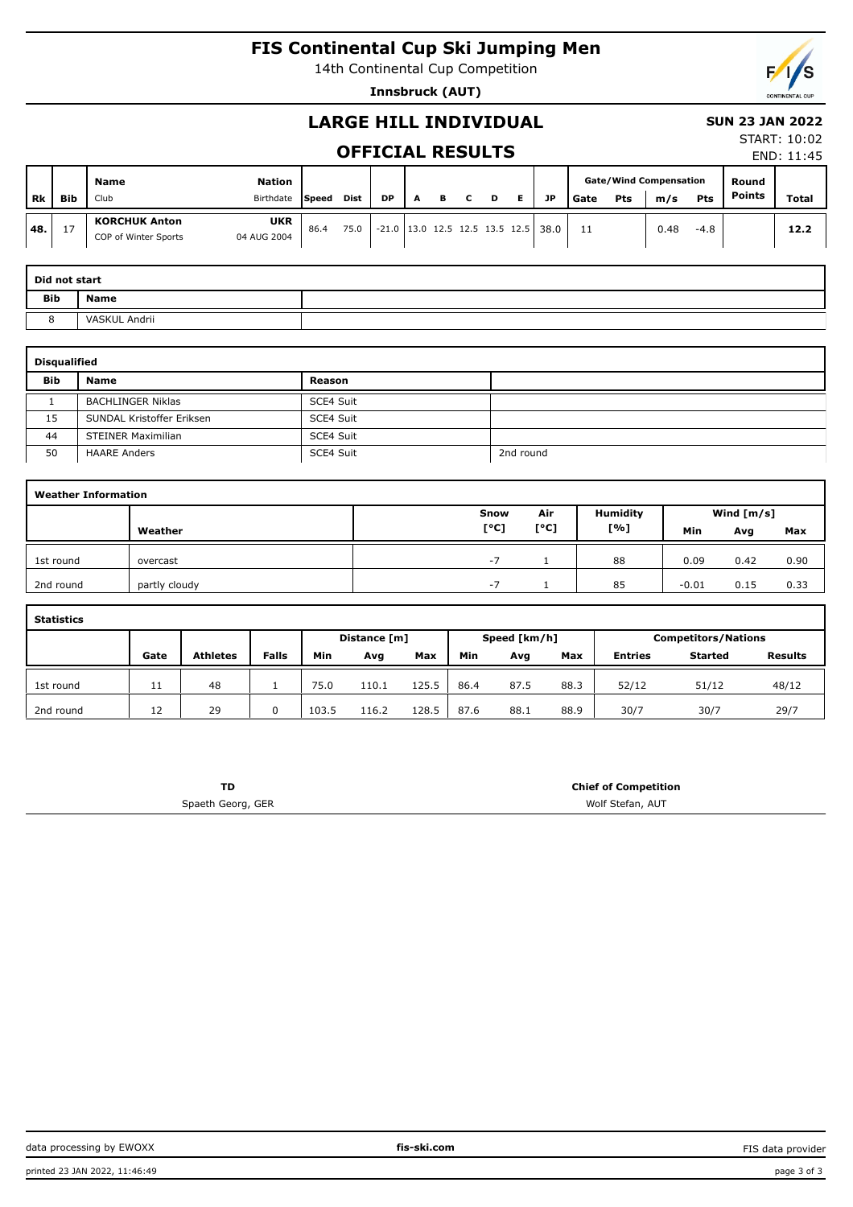# FIS Continental Cup Ski Jumping Men

14th Continental Cup Competition

**Innsbruck (AUT)**

## LARGE HILL INDIVIDUAL

**SUN 23 JAN 2022**

START: 10:02

END: 11:45

## OFFICIAL RESULTS

| Rk | Bib | Name / Club | Nation / Birthdate | Speed | Dist | DP | A | B | C | D | E | JP | Gate | Pts | m/s | Pts | Round Points | Total |
|---|---|---|---|---|---|---|---|---|---|---|---|---|---|---|---|---|---|---|
| 48. | 17 | **KORCHUK Anton** COP of Winter Sports | **UKR** 04 AUG 2004 | 86.4 | 75.0 | -21.0 | 13.0 | 12.5 | 12.5 | 13.5 | 12.5 | 38.0 | 11 | | 0.48 | -4.8 | | **12.2** |

### Did not start

| Bib | Name |
|---|---|
| 8 | VASKUL Andrii |

### Disqualified

| Bib | Name | Reason | |
|---|---|---|---|
| 1 | BACHLINGER Niklas | SCE4 Suit | |
| 15 | SUNDAL Kristoffer Eriksen | SCE4 Suit | |
| 44 | STEINER Maximilian | SCE4 Suit | |
| 50 | HAARE Anders | SCE4 Suit | 2nd round |

### Weather Information

| | Weather | Snow [°C] | Air [°C] | Humidity [%] | Wind [m/s] Min | Avg | Max |
|---|---|---|---|---|---|---|---|
| 1st round | overcast | -7 | 1 | 88 | 0.09 | 0.42 | 0.90 |
| 2nd round | partly cloudy | -7 | 1 | 85 | -0.01 | 0.15 | 0.33 |

### Statistics

| | Gate | Athletes | Falls | Distance [m] Min | Avg | Max | Speed [km/h] Min | Avg | Max | Competitors/Nations Entries | Started | Results |
|---|---|---|---|---|---|---|---|---|---|---|---|---|
| 1st round | 11 | 48 | 1 | 75.0 | 110.1 | 125.5 | 86.4 | 87.5 | 88.3 | 52/12 | 51/12 | 48/12 |
| 2nd round | 12 | 29 | 0 | 103.5 | 116.2 | 128.5 | 87.6 | 88.1 | 88.9 | 30/7 | 30/7 | 29/7 |

**TD**
Spaeth Georg, GER

**Chief of Competition**
Wolf Stefan, AUT

data processing by EWOXX — fis-ski.com — FIS data provider

printed 23 JAN 2022, 11:46:49